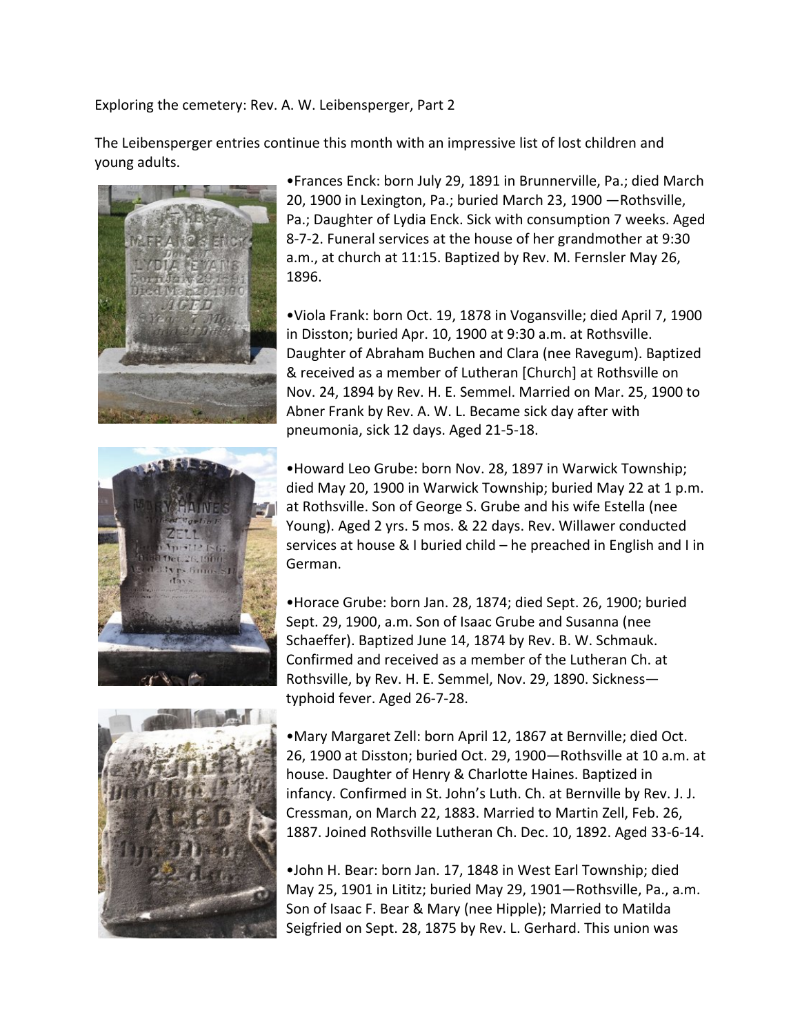Exploring the cemetery: Rev. A. W. Leibensperger, Part 2

The Leibensperger entries continue this month with an impressive list of lost children and young adults.

•Frances Enck: born July 29, 1891 in Brunnerville, Pa.; died March 20, 1900 in Lexington, Pa.; buried March 23, 1900 —Rothsville, Pa.; Daughter of Lydia Enck. Sick with consumption 7 weeks. Aged 8-7-2. Funeral services at the house of her grandmother at 9:30 a.m., at church at 11:15. Baptized by Rev. M. Fernsler May 26, 1896.

•Viola Frank: born Oct. 19, 1878 in Vogansville; died April 7, 1900 in Disston; buried Apr. 10, 1900 at 9:30 a.m. at Rothsville. Daughter of Abraham Buchen and Clara (nee Ravegum). Baptized & received as a member of Lutheran [Church] at Rothsville on Nov. 24, 1894 by Rev. H. E. Semmel. Married on Mar. 25, 1900 to Abner Frank by Rev. A. W. L. Became sick day after with pneumonia, sick 12 days. Aged 21-5-18.

•Howard Leo Grube: born Nov. 28, 1897 in Warwick Township; died May 20, 1900 in Warwick Township; buried May 22 at 1 p.m. at Rothsville. Son of George S. Grube and his wife Estella (nee Young). Aged 2 yrs. 5 mos. & 22 days. Rev. Willawer conducted services at house & I buried child – he preached in English and I in German.

•Horace Grube: born Jan. 28, 1874; died Sept. 26, 1900; buried Sept. 29, 1900, a.m. Son of Isaac Grube and Susanna (nee Schaeffer). Baptized June 14, 1874 by Rev. B. W. Schmauk. Confirmed and received as a member of the Lutheran Ch. at Rothsville, by Rev. H. E. Semmel, Nov. 29, 1890. Sickness—typhoid fever. Aged 26-7-28.

•Mary Margaret Zell: born April 12, 1867 at Bernville; died Oct. 26, 1900 at Disston; buried Oct. 29, 1900—Rothsville at 10 a.m. at house. Daughter of Henry & Charlotte Haines. Baptized in infancy. Confirmed in St. John's Luth. Ch. at Bernville by Rev. J. J. Cressman, on March 22, 1883. Married to Martin Zell, Feb. 26, 1887. Joined Rothsville Lutheran Ch. Dec. 10, 1892. Aged 33-6-14.

•John H. Bear: born Jan. 17, 1848 in West Earl Township; died May 25, 1901 in Lititz; buried May 29, 1901—Rothsville, Pa., a.m. Son of Isaac F. Bear & Mary (nee Hipple); Married to Matilda Seigfried on Sept. 28, 1875 by Rev. L. Gerhard. This union was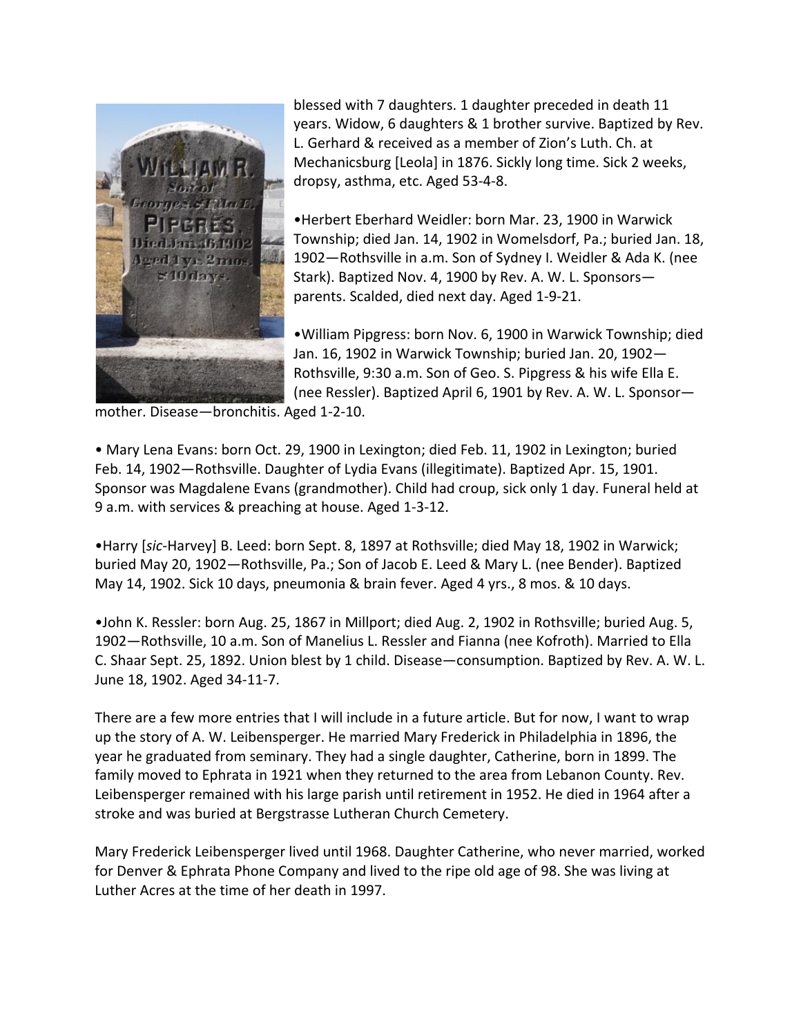blessed with 7 daughters. 1 daughter preceded in death 11 years. Widow, 6 daughters & 1 brother survive. Baptized by Rev. L. Gerhard & received as a member of Zion's Luth. Ch. at Mechanicsburg [Leola] in 1876. Sickly long time. Sick 2 weeks, dropsy, asthma, etc. Aged 53-4-8.

•Herbert Eberhard Weidler: born Mar. 23, 1900 in Warwick Township; died Jan. 14, 1902 in Womelsdorf, Pa.; buried Jan. 18, 1902—Rothsville in a.m. Son of Sydney I. Weidler & Ada K. (nee Stark). Baptized Nov. 4, 1900 by Rev. A. W. L. Sponsors—parents. Scalded, died next day. Aged 1-9-21.

•William Pipgress: born Nov. 6, 1900 in Warwick Township; died Jan. 16, 1902 in Warwick Township; buried Jan. 20, 1902—Rothsville, 9:30 a.m. Son of Geo. S. Pipgress & his wife Ella E. (nee Ressler). Baptized April 6, 1901 by Rev. A. W. L. Sponsor—mother. Disease—bronchitis. Aged 1-2-10.

• Mary Lena Evans: born Oct. 29, 1900 in Lexington; died Feb. 11, 1902 in Lexington; buried Feb. 14, 1902—Rothsville. Daughter of Lydia Evans (illegitimate). Baptized Apr. 15, 1901. Sponsor was Magdalene Evans (grandmother). Child had croup, sick only 1 day. Funeral held at 9 a.m. with services & preaching at house. Aged 1-3-12.

•Harry [*sic*-Harvey] B. Leed: born Sept. 8, 1897 at Rothsville; died May 18, 1902 in Warwick; buried May 20, 1902—Rothsville, Pa.; Son of Jacob E. Leed & Mary L. (nee Bender). Baptized May 14, 1902. Sick 10 days, pneumonia & brain fever. Aged 4 yrs., 8 mos. & 10 days.

•John K. Ressler: born Aug. 25, 1867 in Millport; died Aug. 2, 1902 in Rothsville; buried Aug. 5, 1902—Rothsville, 10 a.m. Son of Manelius L. Ressler and Fianna (nee Kofroth). Married to Ella C. Shaar Sept. 25, 1892. Union blest by 1 child. Disease—consumption. Baptized by Rev. A. W. L. June 18, 1902. Aged 34-11-7.

There are a few more entries that I will include in a future article. But for now, I want to wrap up the story of A. W. Leibensperger. He married Mary Frederick in Philadelphia in 1896, the year he graduated from seminary. They had a single daughter, Catherine, born in 1899. The family moved to Ephrata in 1921 when they returned to the area from Lebanon County. Rev. Leibensperger remained with his large parish until retirement in 1952. He died in 1964 after a stroke and was buried at Bergstrasse Lutheran Church Cemetery.

Mary Frederick Leibensperger lived until 1968. Daughter Catherine, who never married, worked for Denver & Ephrata Phone Company and lived to the ripe old age of 98. She was living at Luther Acres at the time of her death in 1997.